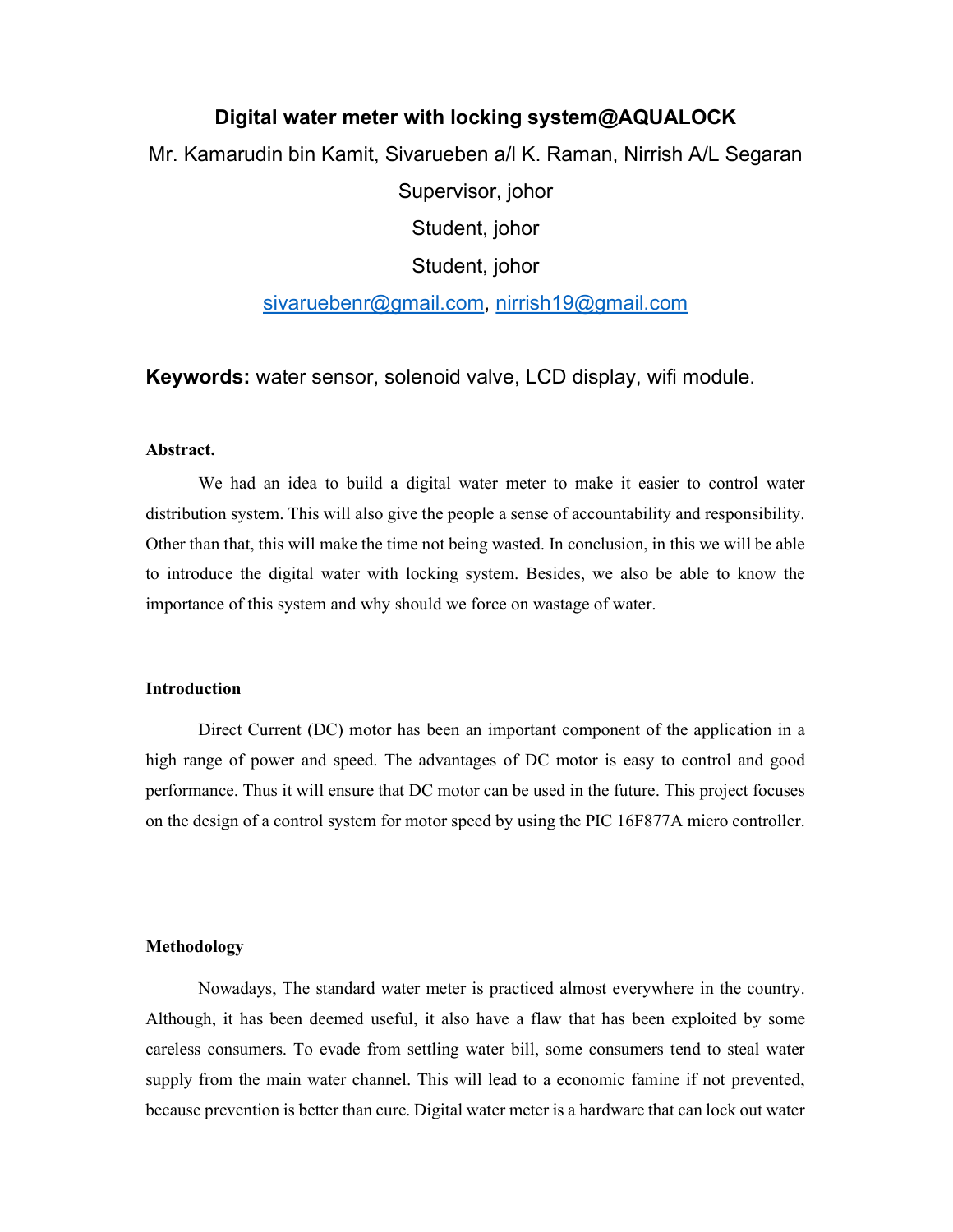# Digital water meter with locking system@AQUALOCK

Mr. Kamarudin bin Kamit, Sivarueben a/l K. Raman, Nirrish A/L Segaran

Supervisor, johor

Student, johor

Student, johor

sivaruebenr@gmail.com, nirrish19@gmail.com

**Keywords:** water sensor, solenoid valve, LCD display, wifi module.

**Abstract.**

We had an idea to build a digital water meter to make it easier to control water distribution system. This will also give the people a sense of accountability and responsibility. Other than that, this will make the time not being wasted. In conclusion, in this we will be able to introduce the digital water with locking system. Besides, we also be able to know the importance of this system and why should we force on wastage of water.

**Introduction**

Direct Current (DC) motor has been an important component of the application in a high range of power and speed. The advantages of DC motor is easy to control and good performance. Thus it will ensure that DC motor can be used in the future. This project focuses on the design of a control system for motor speed by using the PIC 16F877A micro controller.

**Methodology**

Nowadays, The standard water meter is practiced almost everywhere in the country. Although, it has been deemed useful, it also have a flaw that has been exploited by some careless consumers. To evade from settling water bill, some consumers tend to steal water supply from the main water channel. This will lead to a economic famine if not prevented, because prevention is better than cure. Digital water meter is a hardware that can lock out water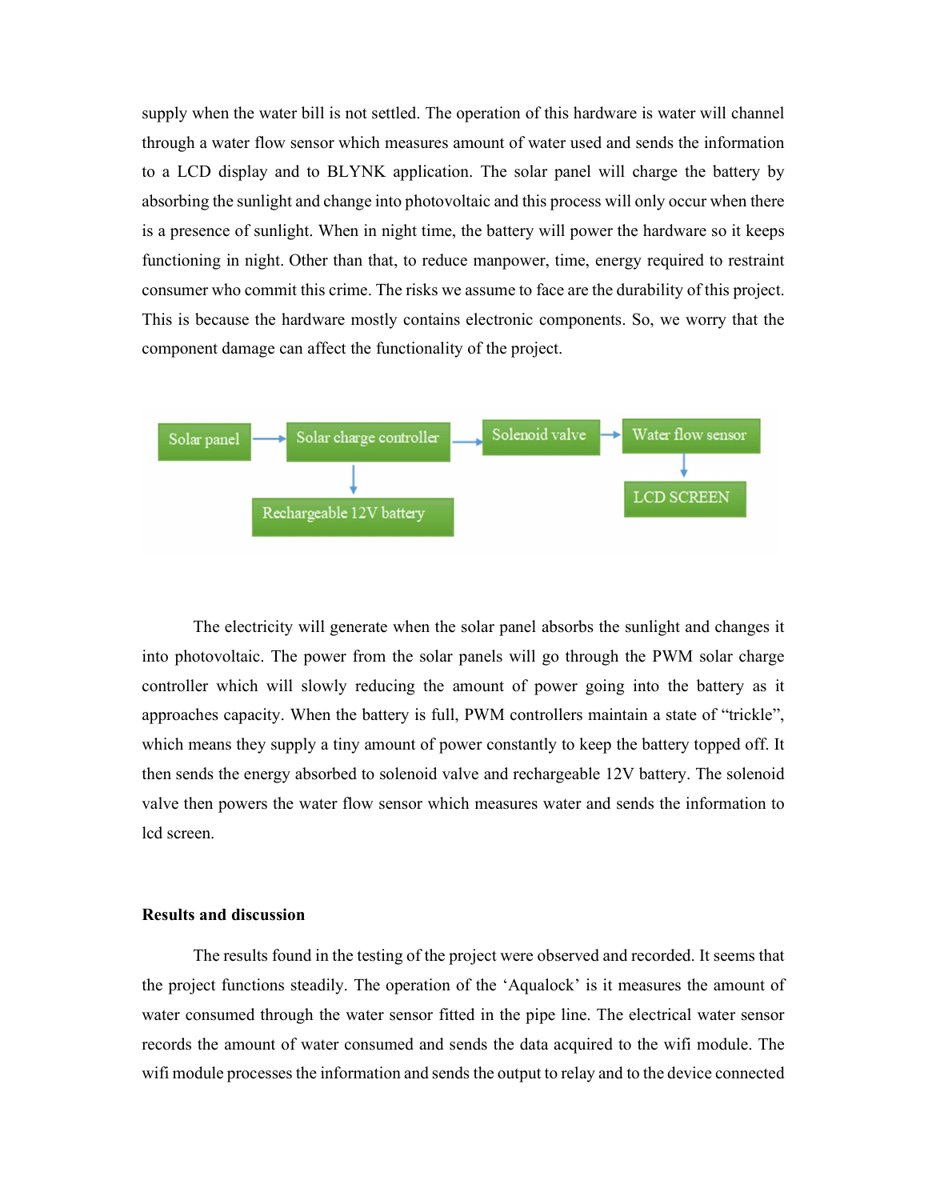supply when the water bill is not settled. The operation of this hardware is water will channel through a water flow sensor which measures amount of water used and sends the information to a LCD display and to BLYNK application. The solar panel will charge the battery by absorbing the sunlight and change into photovoltaic and this process will only occur when there is a presence of sunlight. When in night time, the battery will power the hardware so it keeps functioning in night. Other than that, to reduce manpower, time, energy required to restraint consumer who commit this crime. The risks we assume to face are the durability of this project. This is because the hardware mostly contains electronic components. So, we worry that the component damage can affect the functionality of the project.

The electricity will generate when the solar panel absorbs the sunlight and changes it into photovoltaic. The power from the solar panels will go through the PWM solar charge controller which will slowly reducing the amount of power going into the battery as it approaches capacity. When the battery is full, PWM controllers maintain a state of "trickle", which means they supply a tiny amount of power constantly to keep the battery topped off. It then sends the energy absorbed to solenoid valve and rechargeable 12V battery. The solenoid valve then powers the water flow sensor which measures water and sends the information to lcd screen.

**Results and discussion**

The results found in the testing of the project were observed and recorded. It seems that the project functions steadily. The operation of the 'Aqualock' is it measures the amount of water consumed through the water sensor fitted in the pipe line. The electrical water sensor records the amount of water consumed and sends the data acquired to the wifi module. The wifi module processes the information and sends the output to relay and to the device connected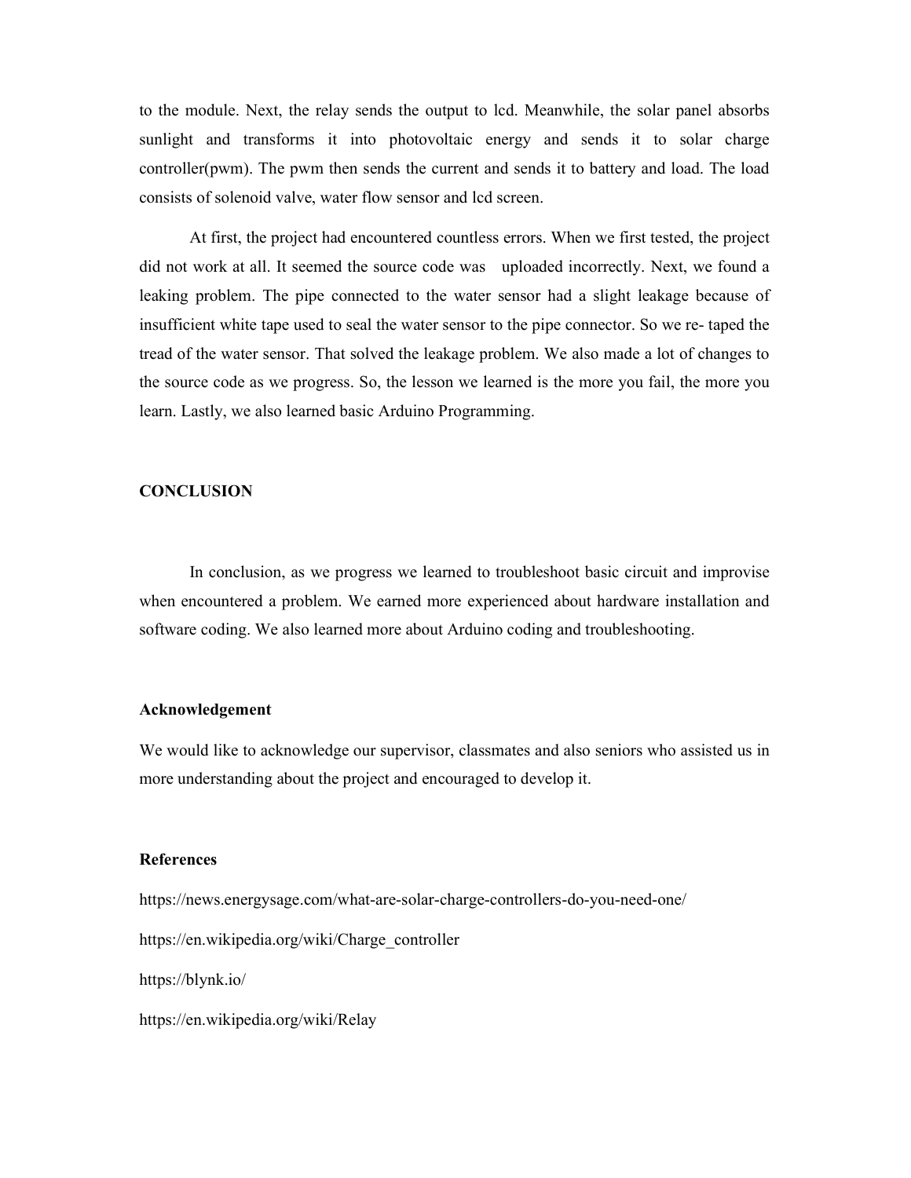to the module. Next, the relay sends the output to lcd. Meanwhile, the solar panel absorbs sunlight and transforms it into photovoltaic energy and sends it to solar charge controller(pwm). The pwm then sends the current and sends it to battery and load. The load consists of solenoid valve, water flow sensor and lcd screen.

At first, the project had encountered countless errors. When we first tested, the project did not work at all. It seemed the source code was uploaded incorrectly. Next, we found a leaking problem. The pipe connected to the water sensor had a slight leakage because of insufficient white tape used to seal the water sensor to the pipe connector. So we re- taped the tread of the water sensor. That solved the leakage problem. We also made a lot of changes to the source code as we progress. So, the lesson we learned is the more you fail, the more you learn. Lastly, we also learned basic Arduino Programming.

## CONCLUSION

In conclusion, as we progress we learned to troubleshoot basic circuit and improvise when encountered a problem. We earned more experienced about hardware installation and software coding. We also learned more about Arduino coding and troubleshooting.

### Acknowledgement

We would like to acknowledge our supervisor, classmates and also seniors who assisted us in more understanding about the project and encouraged to develop it.

### References

https://news.energysage.com/what-are-solar-charge-controllers-do-you-need-one/

https://en.wikipedia.org/wiki/Charge_controller

https://blynk.io/

https://en.wikipedia.org/wiki/Relay